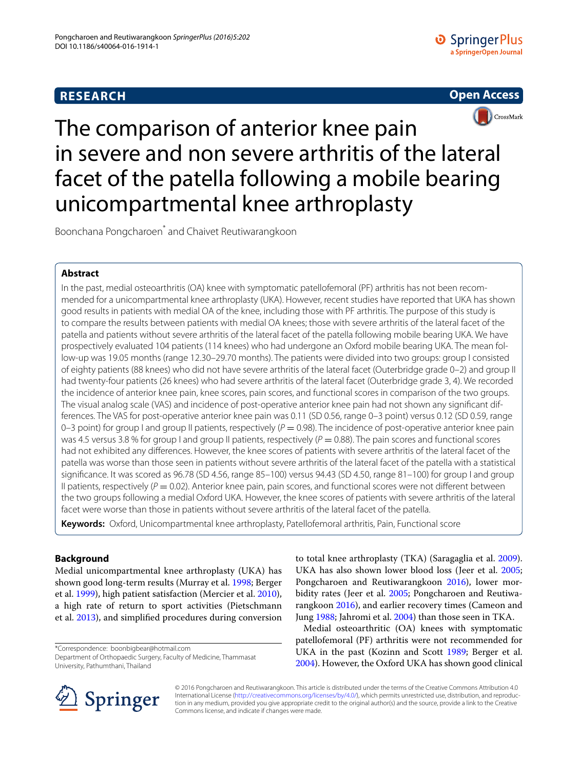RESEARCH

Open Access

# The comparison of anterior knee pain in severe and non severe arthritis of the lateral facet of the patella following a mobile bearing unicompartmental knee arthroplasty

Boonchana Pongcharoen* and Chaivet Reutiwarangkoon

## Abstract

In the past, medial osteoarthritis (OA) knee with symptomatic patellofemoral (PF) arthritis has not been recommended for a unicompartmental knee arthroplasty (UKA). However, recent studies have reported that UKA has shown good results in patients with medial OA of the knee, including those with PF arthritis. The purpose of this study is to compare the results between patients with medial OA knees; those with severe arthritis of the lateral facet of the patella and patients without severe arthritis of the lateral facet of the patella following mobile bearing UKA. We have prospectively evaluated 104 patients (114 knees) who had undergone an Oxford mobile bearing UKA. The mean follow-up was 19.05 months (range 12.30–29.70 months). The patients were divided into two groups: group I consisted of eighty patients (88 knees) who did not have severe arthritis of the lateral facet (Outerbridge grade 0–2) and group II had twenty-four patients (26 knees) who had severe arthritis of the lateral facet (Outerbridge grade 3, 4). We recorded the incidence of anterior knee pain, knee scores, pain scores, and functional scores in comparison of the two groups. The visual analog scale (VAS) and incidence of post-operative anterior knee pain had not shown any significant differences. The VAS for post-operative anterior knee pain was 0.11 (SD 0.56, range 0–3 point) versus 0.12 (SD 0.59, range 0–3 point) for group I and group II patients, respectively ($P = 0.98$). The incidence of post-operative anterior knee pain was 4.5 versus 3.8 % for group I and group II patients, respectively ($P = 0.88$). The pain scores and functional scores had not exhibited any differences. However, the knee scores of patients with severe arthritis of the lateral facet of the patella was worse than those seen in patients without severe arthritis of the lateral facet of the patella with a statistical significance. It was scored as 96.78 (SD 4.56, range 85–100) versus 94.43 (SD 4.50, range 81–100) for group I and group II patients, respectively ($P = 0.02$). Anterior knee pain, pain scores, and functional scores were not different between the two groups following a medial Oxford UKA. However, the knee scores of patients with severe arthritis of the lateral facet were worse than those in patients without severe arthritis of the lateral facet of the patella.

**Keywords:** Oxford, Unicompartmental knee arthroplasty, Patellofemoral arthritis, Pain, Functional score

## Background

Medial unicompartmental knee arthroplasty (UKA) has shown good long-term results (Murray et al. 1998; Berger et al. 1999), high patient satisfaction (Mercier et al. 2010), a high rate of return to sport activities (Pietschmann et al. 2013), and simplified procedures during conversion to total knee arthroplasty (TKA) (Saragaglia et al. 2009). UKA has also shown lower blood loss (Jeer et al. 2005; Pongcharoen and Reutiwarangkoon 2016), lower morbidity rates (Jeer et al. 2005; Pongcharoen and Reutiwarangkoon 2016), and earlier recovery times (Cameon and Jung 1988; Jahromi et al. 2004) than those seen in TKA.

Medial osteoarthritic (OA) knees with symptomatic patellofemoral (PF) arthritis were not recommended for UKA in the past (Kozinn and Scott 1989; Berger et al. 2004). However, the Oxford UKA has shown good clinical

*Correspondence: boonbigbear@hotmail.com
Department of Orthopaedic Surgery, Faculty of Medicine, Thammasat University, Pathumthani, Thailand

© 2016 Pongcharoen and Reutiwarangkoon. This article is distributed under the terms of the Creative Commons Attribution 4.0 International License (http://creativecommons.org/licenses/by/4.0/), which permits unrestricted use, distribution, and reproduction in any medium, provided you give appropriate credit to the original author(s) and the source, provide a link to the Creative Commons license, and indicate if changes were made.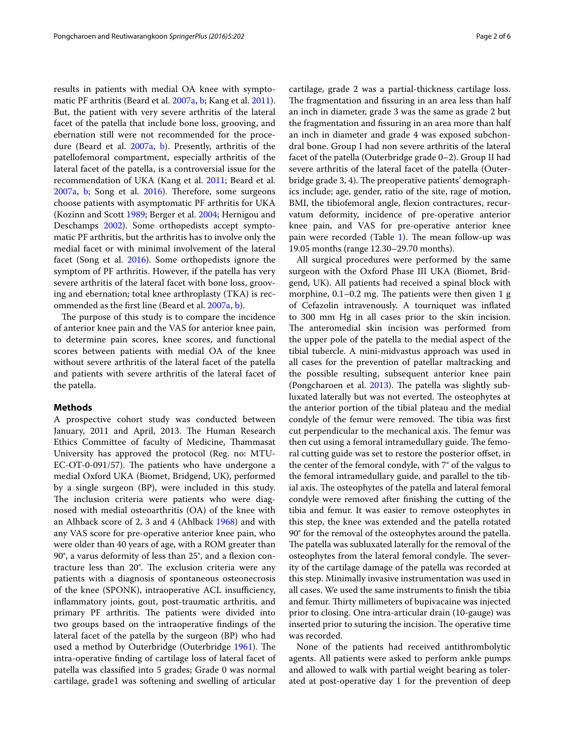results in patients with medial OA knee with symptomatic PF arthritis (Beard et al. 2007a, b; Kang et al. 2011). But, the patient with very severe arthritis of the lateral facet of the patella that include bone loss, grooving, and ebernation still were not recommended for the procedure (Beard et al. 2007a, b). Presently, arthritis of the patellofemoral compartment, especially arthritis of the lateral facet of the patella, is a controversial issue for the recommendation of UKA (Kang et al. 2011; Beard et al. 2007a, b; Song et al. 2016). Therefore, some surgeons choose patients with asymptomatic PF arthritis for UKA (Kozinn and Scott 1989; Berger et al. 2004; Hernigou and Deschamps 2002). Some orthopedists accept symptomatic PF arthritis, but the arthritis has to involve only the medial facet or with minimal involvement of the lateral facet (Song et al. 2016). Some orthopedists ignore the symptom of PF arthritis. However, if the patella has very severe arthritis of the lateral facet with bone loss, grooving and ebernation; total knee arthroplasty (TKA) is recommended as the first line (Beard et al. 2007a, b).

The purpose of this study is to compare the incidence of anterior knee pain and the VAS for anterior knee pain, to determine pain scores, knee scores, and functional scores between patients with medial OA of the knee without severe arthritis of the lateral facet of the patella and patients with severe arthritis of the lateral facet of the patella.

## Methods

A prospective cohort study was conducted between January, 2011 and April, 2013. The Human Research Ethics Committee of faculty of Medicine, Thammasat University has approved the protocol (Reg. no: MTU-EC-OT-0-091/57). The patients who have undergone a medial Oxford UKA (Biomet, Bridgend, UK), performed by a single surgeon (BP), were included in this study. The inclusion criteria were patients who were diagnosed with medial osteoarthritis (OA) of the knee with an Alhback score of 2, 3 and 4 (Ahlback 1968) and with any VAS score for pre-operative anterior knee pain, who were older than 40 years of age, with a ROM greater than 90°, a varus deformity of less than 25°, and a flexion contracture less than 20°. The exclusion criteria were any patients with a diagnosis of spontaneous osteonecrosis of the knee (SPONK), intraoperative ACL insufficiency, inflammatory joints, gout, post-traumatic arthritis, and primary PF arthritis. The patients were divided into two groups based on the intraoperative findings of the lateral facet of the patella by the surgeon (BP) who had used a method by Outerbridge (Outerbridge 1961). The intra-operative finding of cartilage loss of lateral facet of patella was classified into 5 grades; Grade 0 was normal cartilage, grade1 was softening and swelling of articular cartilage, grade 2 was a partial-thickness cartilage loss. The fragmentation and fissuring in an area less than half an inch in diameter, grade 3 was the same as grade 2 but the fragmentation and fissuring in an area more than half an inch in diameter and grade 4 was exposed subchondral bone. Group I had non severe arthritis of the lateral facet of the patella (Outerbridge grade 0–2). Group II had severe arthritis of the lateral facet of the patella (Outerbridge grade 3, 4). The preoperative patients' demographics include; age, gender, ratio of the site, rage of motion, BMI, the tibiofemoral angle, flexion contractures, recurvatum deformity, incidence of pre-operative anterior knee pain, and VAS for pre-operative anterior knee pain were recorded (Table 1). The mean follow-up was 19.05 months (range 12.30–29.70 months).

All surgical procedures were performed by the same surgeon with the Oxford Phase III UKA (Biomet, Bridgend, UK). All patients had received a spinal block with morphine, 0.1–0.2 mg. The patients were then given 1 g of Cefazolin intravenously. A tourniquet was inflated to 300 mm Hg in all cases prior to the skin incision. The anteromedial skin incision was performed from the upper pole of the patella to the medial aspect of the tibial tubercle. A mini-midvastus approach was used in all cases for the prevention of patellar maltracking and the possible resulting, subsequent anterior knee pain (Pongcharoen et al. 2013). The patella was slightly subluxated laterally but was not everted. The osteophytes at the anterior portion of the tibial plateau and the medial condyle of the femur were removed. The tibia was first cut perpendicular to the mechanical axis. The femur was then cut using a femoral intramedullary guide. The femoral cutting guide was set to restore the posterior offset, in the center of the femoral condyle, with 7° of the valgus to the femoral intramedullary guide, and parallel to the tibial axis. The osteophytes of the patella and lateral femoral condyle were removed after finishing the cutting of the tibia and femur. It was easier to remove osteophytes in this step, the knee was extended and the patella rotated 90° for the removal of the osteophytes around the patella. The patella was subluxated laterally for the removal of the osteophytes from the lateral femoral condyle. The severity of the cartilage damage of the patella was recorded at this step. Minimally invasive instrumentation was used in all cases. We used the same instruments to finish the tibia and femur. Thirty millimeters of bupivacaine was injected prior to closing. One intra-articular drain (10-gauge) was inserted prior to suturing the incision. The operative time was recorded.

None of the patients had received antithrombolytic agents. All patients were asked to perform ankle pumps and allowed to walk with partial weight bearing as tolerated at post-operative day 1 for the prevention of deep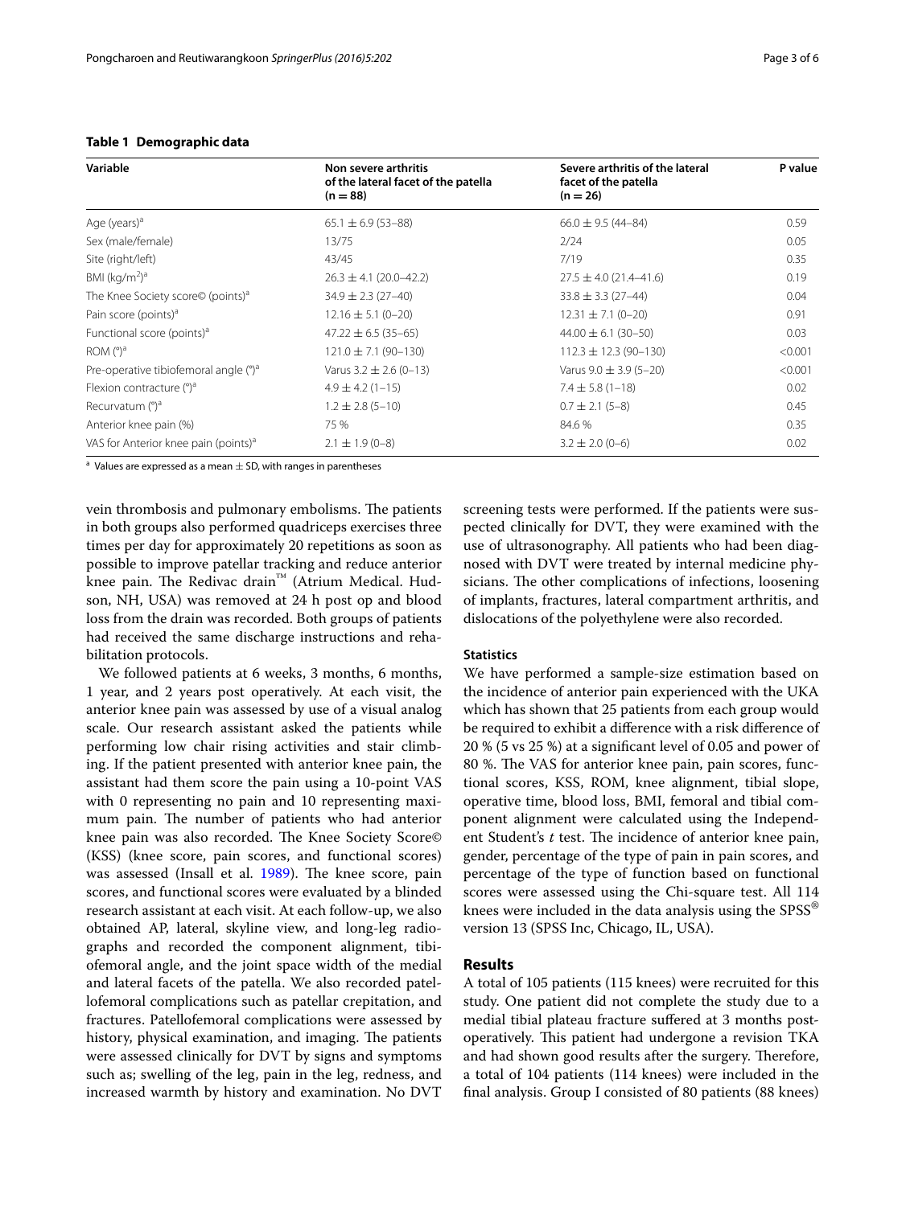**Table 1 Demographic data**

| Variable | Non severe arthritis of the lateral facet of the patella (n = 88) | Severe arthritis of the lateral facet of the patella (n = 26) | P value |
|---|---|---|---|
| Age (years)[a] | 65.1 ± 6.9 (53–88) | 66.0 ± 9.5 (44–84) | 0.59 |
| Sex (male/female) | 13/75 | 2/24 | 0.05 |
| Site (right/left) | 43/45 | 7/19 | 0.35 |
| BMI (kg/m$^2$)[a] | 26.3 ± 4.1 (20.0–42.2) | 27.5 ± 4.0 (21.4–41.6) | 0.19 |
| The Knee Society score© (points)[a] | 34.9 ± 2.3 (27–40) | 33.8 ± 3.3 (27–44) | 0.04 |
| Pain score (points)[a] | 12.16 ± 5.1 (0–20) | 12.31 ± 7.1 (0–20) | 0.91 |
| Functional score (points)[a] | 47.22 ± 6.5 (35–65) | 44.00 ± 6.1 (30–50) | 0.03 |
| ROM (°)[a] | 121.0 ± 7.1 (90–130) | 112.3 ± 12.3 (90–130) | <0.001 |
| Pre-operative tibiofemoral angle (°)[a] | Varus 3.2 ± 2.6 (0–13) | Varus 9.0 ± 3.9 (5–20) | <0.001 |
| Flexion contracture (°)[a] | 4.9 ± 4.2 (1–15) | 7.4 ± 5.8 (1–18) | 0.02 |
| Recurvatum (°)[a] | 1.2 ± 2.8 (5–10) | 0.7 ± 2.1 (5–8) | 0.45 |
| Anterior knee pain (%) | 75 % | 84.6 % | 0.35 |
| VAS for Anterior knee pain (points)[a] | 2.1 ± 1.9 (0–8) | 3.2 ± 2.0 (0–6) | 0.02 |

[a] Values are expressed as a mean ± SD, with ranges in parentheses

vein thrombosis and pulmonary embolisms. The patients in both groups also performed quadriceps exercises three times per day for approximately 20 repetitions as soon as possible to improve patellar tracking and reduce anterior knee pain. The Redivac drain™ (Atrium Medical. Hudson, NH, USA) was removed at 24 h post op and blood loss from the drain was recorded. Both groups of patients had received the same discharge instructions and rehabilitation protocols.

We followed patients at 6 weeks, 3 months, 6 months, 1 year, and 2 years post operatively. At each visit, the anterior knee pain was assessed by use of a visual analog scale. Our research assistant asked the patients while performing low chair rising activities and stair climbing. If the patient presented with anterior knee pain, the assistant had them score the pain using a 10-point VAS with 0 representing no pain and 10 representing maximum pain. The number of patients who had anterior knee pain was also recorded. The Knee Society Score© (KSS) (knee score, pain scores, and functional scores) was assessed (Insall et al. 1989). The knee score, pain scores, and functional scores were evaluated by a blinded research assistant at each visit. At each follow-up, we also obtained AP, lateral, skyline view, and long-leg radiographs and recorded the component alignment, tibiofemoral angle, and the joint space width of the medial and lateral facets of the patella. We also recorded patellofemoral complications such as patellar crepitation, and fractures. Patellofemoral complications were assessed by history, physical examination, and imaging. The patients were assessed clinically for DVT by signs and symptoms such as; swelling of the leg, pain in the leg, redness, and increased warmth by history and examination. No DVT screening tests were performed. If the patients were suspected clinically for DVT, they were examined with the use of ultrasonography. All patients who had been diagnosed with DVT were treated by internal medicine physicians. The other complications of infections, loosening of implants, fractures, lateral compartment arthritis, and dislocations of the polyethylene were also recorded.

### Statistics

We have performed a sample-size estimation based on the incidence of anterior pain experienced with the UKA which has shown that 25 patients from each group would be required to exhibit a difference with a risk difference of 20 % (5 vs 25 %) at a significant level of 0.05 and power of 80 %. The VAS for anterior knee pain, pain scores, functional scores, KSS, ROM, knee alignment, tibial slope, operative time, blood loss, BMI, femoral and tibial component alignment were calculated using the Independent Student's *t* test. The incidence of anterior knee pain, gender, percentage of the type of pain in pain scores, and percentage of the type of function based on functional scores were assessed using the Chi-square test. All 114 knees were included in the data analysis using the SPSS® version 13 (SPSS Inc, Chicago, IL, USA).

## Results

A total of 105 patients (115 knees) were recruited for this study. One patient did not complete the study due to a medial tibial plateau fracture suffered at 3 months postoperatively. This patient had undergone a revision TKA and had shown good results after the surgery. Therefore, a total of 104 patients (114 knees) were included in the final analysis. Group I consisted of 80 patients (88 knees)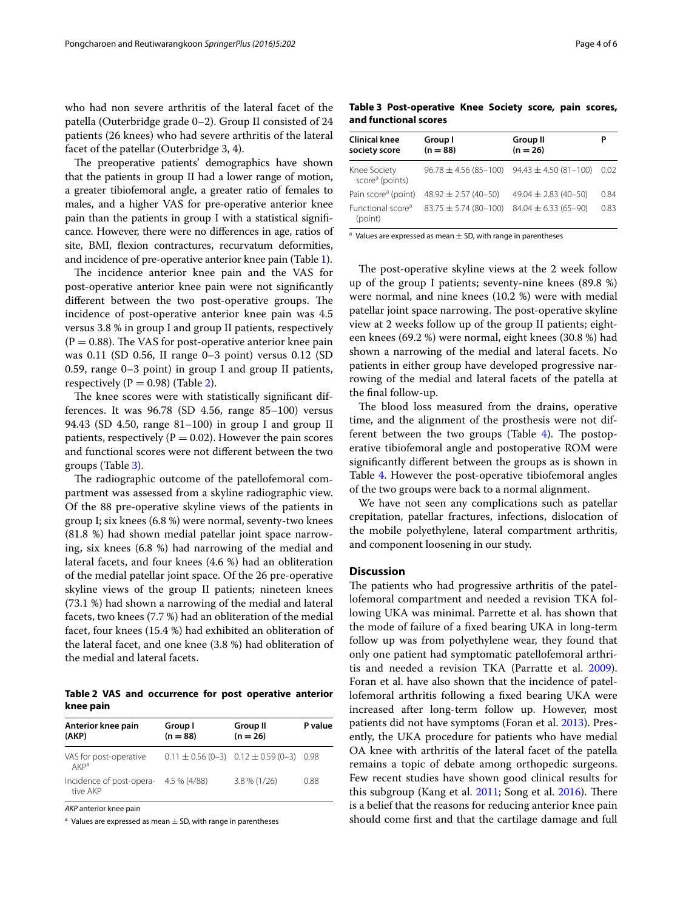who had non severe arthritis of the lateral facet of the patella (Outerbridge grade 0–2). Group II consisted of 24 patients (26 knees) who had severe arthritis of the lateral facet of the patellar (Outerbridge 3, 4).

The preoperative patients' demographics have shown that the patients in group II had a lower range of motion, a greater tibiofemoral angle, a greater ratio of females to males, and a higher VAS for pre-operative anterior knee pain than the patients in group I with a statistical significance. However, there were no differences in age, ratios of site, BMI, flexion contractures, recurvatum deformities, and incidence of pre-operative anterior knee pain (Table 1).

The incidence anterior knee pain and the VAS for post-operative anterior knee pain were not significantly different between the two post-operative groups. The incidence of post-operative anterior knee pain was 4.5 versus 3.8 % in group I and group II patients, respectively (P = 0.88). The VAS for post-operative anterior knee pain was 0.11 (SD 0.56, II range 0–3 point) versus 0.12 (SD 0.59, range 0–3 point) in group I and group II patients, respectively (P = 0.98) (Table 2).

The knee scores were with statistically significant differences. It was 96.78 (SD 4.56, range 85–100) versus 94.43 (SD 4.50, range 81–100) in group I and group II patients, respectively (P = 0.02). However the pain scores and functional scores were not different between the two groups (Table 3).

The radiographic outcome of the patellofemoral compartment was assessed from a skyline radiographic view. Of the 88 pre-operative skyline views of the patients in group I; six knees (6.8 %) were normal, seventy-two knees (81.8 %) had shown medial patellar joint space narrowing, six knees (6.8 %) had narrowing of the medial and lateral facets, and four knees (4.6 %) had an obliteration of the medial patellar joint space. Of the 26 pre-operative skyline views of the group II patients; nineteen knees (73.1 %) had shown a narrowing of the medial and lateral facets, two knees (7.7 %) had an obliteration of the medial facet, four knees (15.4 %) had exhibited an obliteration of the lateral facet, and one knee (3.8 %) had obliteration of the medial and lateral facets.

**Table 2 VAS and occurrence for post operative anterior knee pain**

| Anterior knee pain (AKP) | Group I (n = 88) | Group II (n = 26) | P value |
|---|---|---|---|
| VAS for post-operative AKP[a] | 0.11 ± 0.56 (0–3) | 0.12 ± 0.59 (0–3) | 0.98 |
| Incidence of post-operative AKP | 4.5 % (4/88) | 3.8 % (1/26) | 0.88 |

*AKP* anterior knee pain

[a] Values are expressed as mean ± SD, with range in parentheses

**Table 3 Post-operative Knee Society score, pain scores, and functional scores**

| Clinical knee society score | Group I (n = 88) | Group II (n = 26) | P |
|---|---|---|---|
| Knee Society score[a] (points) | 96.78 ± 4.56 (85–100) | 94.43 ± 4.50 (81–100) | 0.02 |
| Pain score[a] (point) | 48.92 ± 2.57 (40–50) | 49.04 ± 2.83 (40–50) | 0.84 |
| Functional score[a] (point) | 83.75 ± 5.74 (80–100) | 84.04 ± 6.33 (65–90) | 0.83 |

[a] Values are expressed as mean ± SD, with range in parentheses

The post-operative skyline views at the 2 week follow up of the group I patients; seventy-nine knees (89.8 %) were normal, and nine knees (10.2 %) were with medial patellar joint space narrowing. The post-operative skyline view at 2 weeks follow up of the group II patients; eighteen knees (69.2 %) were normal, eight knees (30.8 %) had shown a narrowing of the medial and lateral facets. No patients in either group have developed progressive narrowing of the medial and lateral facets of the patella at the final follow-up.

The blood loss measured from the drains, operative time, and the alignment of the prosthesis were not different between the two groups (Table 4). The postoperative tibiofemoral angle and postoperative ROM were significantly different between the groups as is shown in Table 4. However the post-operative tibiofemoral angles of the two groups were back to a normal alignment.

We have not seen any complications such as patellar crepitation, patellar fractures, infections, dislocation of the mobile polyethylene, lateral compartment arthritis, and component loosening in our study.

## Discussion

The patients who had progressive arthritis of the patellofemoral compartment and needed a revision TKA following UKA was minimal. Parrette et al. has shown that the mode of failure of a fixed bearing UKA in long-term follow up was from polyethylene wear, they found that only one patient had symptomatic patellofemoral arthritis and needed a revision TKA (Parratte et al. 2009). Foran et al. have also shown that the incidence of patellofemoral arthritis following a fixed bearing UKA were increased after long-term follow up. However, most patients did not have symptoms (Foran et al. 2013). Presently, the UKA procedure for patients who have medial OA knee with arthritis of the lateral facet of the patella remains a topic of debate among orthopedic surgeons. Few recent studies have shown good clinical results for this subgroup (Kang et al. 2011; Song et al. 2016). There is a belief that the reasons for reducing anterior knee pain should come first and that the cartilage damage and full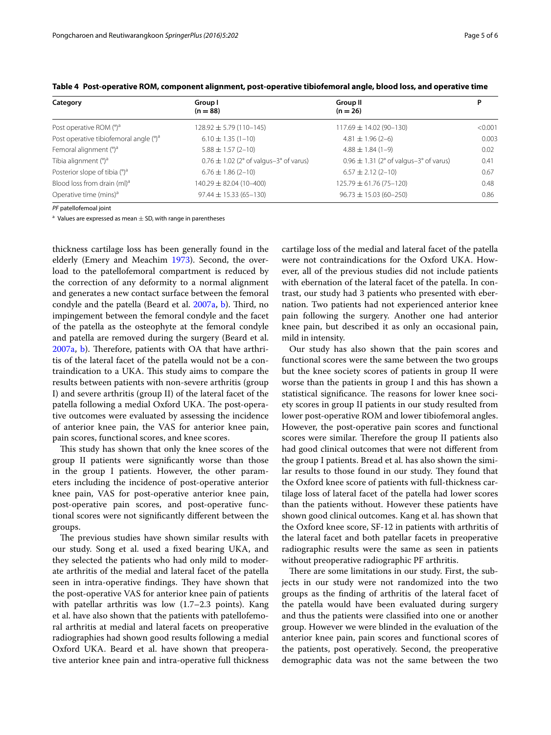**Table 4 Post-operative ROM, component alignment, post-operative tibiofemoral angle, blood loss, and operative time**

| Category | Group I (n = 88) | Group II (n = 26) | P |
|---|---|---|---|
| Post operative ROM (°)[a] | 128.92 ± 5.79 (110–145) | 117.69 ± 14.02 (90–130) | <0.001 |
| Post operative tibiofemoral angle (°)[a] | 6.10 ± 1.35 (1–10) | 4.81 ± 1.96 (2–6) | 0.003 |
| Femoral alignment (°)[a] | 5.88 ± 1.57 (2–10) | 4.88 ± 1.84 (1–9) | 0.02 |
| Tibia alignment (°)[a] | 0.76 ± 1.02 (2° of valgus–3° of varus) | 0.96 ± 1.31 (2° of valgus–3° of varus) | 0.41 |
| Posterior slope of tibia (°)[a] | 6.76 ± 1.86 (2–10) | 6.57 ± 2.12 (2–10) | 0.67 |
| Blood loss from drain (ml)[a] | 140.29 ± 82.04 (10–400) | 125.79 ± 61.76 (75–120) | 0.48 |
| Operative time (mins)[a] | 97.44 ± 15.33 (65–130) | 96.73 ± 15.03 (60–250) | 0.86 |

*PF* patellofemoal joint

[a] Values are expressed as mean ± SD, with range in parentheses

thickness cartilage loss has been generally found in the elderly (Emery and Meachim 1973). Second, the overload to the patellofemoral compartment is reduced by the correction of any deformity to a normal alignment and generates a new contact surface between the femoral condyle and the patella (Beard et al. 2007a, b). Third, no impingement between the femoral condyle and the facet of the patella as the osteophyte at the femoral condyle and patella are removed during the surgery (Beard et al. 2007a, b). Therefore, patients with OA that have arthritis of the lateral facet of the patella would not be a contraindication to a UKA. This study aims to compare the results between patients with non-severe arthritis (group I) and severe arthritis (group II) of the lateral facet of the patella following a medial Oxford UKA. The post-operative outcomes were evaluated by assessing the incidence of anterior knee pain, the VAS for anterior knee pain, pain scores, functional scores, and knee scores.

This study has shown that only the knee scores of the group II patients were significantly worse than those in the group I patients. However, the other parameters including the incidence of post-operative anterior knee pain, VAS for post-operative anterior knee pain, post-operative pain scores, and post-operative functional scores were not significantly different between the groups.

The previous studies have shown similar results with our study. Song et al. used a fixed bearing UKA, and they selected the patients who had only mild to moderate arthritis of the medial and lateral facet of the patella seen in intra-operative findings. They have shown that the post-operative VAS for anterior knee pain of patients with patellar arthritis was low (1.7–2.3 points). Kang et al. have also shown that the patients with patellofemoral arthritis at medial and lateral facets on preoperative radiographies had shown good results following a medial Oxford UKA. Beard et al. have shown that preoperative anterior knee pain and intra-operative full thickness cartilage loss of the medial and lateral facet of the patella were not contraindications for the Oxford UKA. However, all of the previous studies did not include patients with ebernation of the lateral facet of the patella. In contrast, our study had 3 patients who presented with ebernation. Two patients had not experienced anterior knee pain following the surgery. Another one had anterior knee pain, but described it as only an occasional pain, mild in intensity.

Our study has also shown that the pain scores and functional scores were the same between the two groups but the knee society scores of patients in group II were worse than the patients in group I and this has shown a statistical significance. The reasons for lower knee society scores in group II patients in our study resulted from lower post-operative ROM and lower tibiofemoral angles. However, the post-operative pain scores and functional scores were similar. Therefore the group II patients also had good clinical outcomes that were not different from the group I patients. Bread et al. has also shown the similar results to those found in our study. They found that the Oxford knee score of patients with full-thickness cartilage loss of lateral facet of the patella had lower scores than the patients without. However these patients have shown good clinical outcomes. Kang et al. has shown that the Oxford knee score, SF-12 in patients with arthritis of the lateral facet and both patellar facets in preoperative radiographic results were the same as seen in patients without preoperative radiographic PF arthritis.

There are some limitations in our study. First, the subjects in our study were not randomized into the two groups as the finding of arthritis of the lateral facet of the patella would have been evaluated during surgery and thus the patients were classified into one or another group. However we were blinded in the evaluation of the anterior knee pain, pain scores and functional scores of the patients, post operatively. Second, the preoperative demographic data was not the same between the two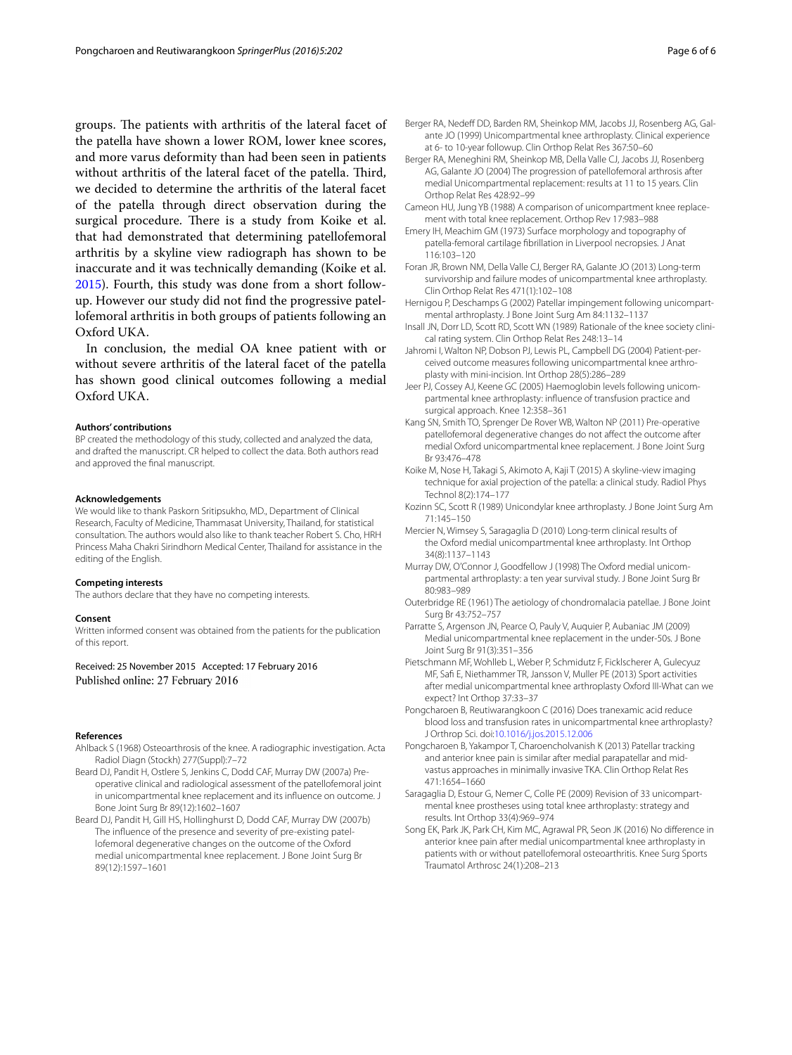groups. The patients with arthritis of the lateral facet of the patella have shown a lower ROM, lower knee scores, and more varus deformity than had been seen in patients without arthritis of the lateral facet of the patella. Third, we decided to determine the arthritis of the lateral facet of the patella through direct observation during the surgical procedure. There is a study from Koike et al. that had demonstrated that determining patellofemoral arthritis by a skyline view radiograph has shown to be inaccurate and it was technically demanding (Koike et al. 2015). Fourth, this study was done from a short follow-up. However our study did not find the progressive patellofemoral arthritis in both groups of patients following an Oxford UKA.

In conclusion, the medial OA knee patient with or without severe arthritis of the lateral facet of the patella has shown good clinical outcomes following a medial Oxford UKA.

#### Authors' contributions

BP created the methodology of this study, collected and analyzed the data, and drafted the manuscript. CR helped to collect the data. Both authors read and approved the final manuscript.

#### Acknowledgements

We would like to thank Paskorn Sritipsukho, MD., Department of Clinical Research, Faculty of Medicine, Thammasat University, Thailand, for statistical consultation. The authors would also like to thank teacher Robert S. Cho, HRH Princess Maha Chakri Sirindhorn Medical Center, Thailand for assistance in the editing of the English.

#### Competing interests

The authors declare that they have no competing interests.

#### Consent

Written informed consent was obtained from the patients for the publication of this report.

Received: 25 November 2015 Accepted: 17 February 2016
Published online: 27 February 2016

#### References

- Ahlback S (1968) Osteoarthrosis of the knee. A radiographic investigation. Acta Radiol Diagn (Stockh) 277(Suppl):7–72
- Beard DJ, Pandit H, Ostlere S, Jenkins C, Dodd CAF, Murray DW (2007a) Pre-operative clinical and radiological assessment of the patellofemoral joint in unicompartmental knee replacement and its influence on outcome. J Bone Joint Surg Br 89(12):1602–1607
- Beard DJ, Pandit H, Gill HS, Hollinghurst D, Dodd CAF, Murray DW (2007b) The influence of the presence and severity of pre-existing patellofemoral degenerative changes on the outcome of the Oxford medial unicompartmental knee replacement. J Bone Joint Surg Br 89(12):1597–1601
- Berger RA, Nedeff DD, Barden RM, Sheinkop MM, Jacobs JJ, Rosenberg AG, Galante JO (1999) Unicompartmental knee arthroplasty. Clinical experience at 6- to 10-year followup. Clin Orthop Relat Res 367:50–60
- Berger RA, Meneghini RM, Sheinkop MB, Della Valle CJ, Jacobs JJ, Rosenberg AG, Galante JO (2004) The progression of patellofemoral arthrosis after medial Unicompartmental replacement: results at 11 to 15 years. Clin Orthop Relat Res 428:92–99
- Cameon HU, Jung YB (1988) A comparison of unicompartment knee replacement with total knee replacement. Orthop Rev 17:983–988
- Emery IH, Meachim GM (1973) Surface morphology and topography of patella-femoral cartilage fibrillation in Liverpool necropsies. J Anat 116:103–120
- Foran JR, Brown NM, Della Valle CJ, Berger RA, Galante JO (2013) Long-term survivorship and failure modes of unicompartmental knee arthroplasty. Clin Orthop Relat Res 471(1):102–108
- Hernigou P, Deschamps G (2002) Patellar impingement following unicompartmental arthroplasty. J Bone Joint Surg Am 84:1132–1137
- Insall JN, Dorr LD, Scott RD, Scott WN (1989) Rationale of the knee society clinical rating system. Clin Orthop Relat Res 248:13–14
- Jahromi I, Walton NP, Dobson PJ, Lewis PL, Campbell DG (2004) Patient-perceived outcome measures following unicompartmental knee arthroplasty with mini-incision. Int Orthop 28(5):286–289
- Jeer PJ, Cossey AJ, Keene GC (2005) Haemoglobin levels following unicompartmental knee arthroplasty: influence of transfusion practice and surgical approach. Knee 12:358–361
- Kang SN, Smith TO, Sprenger De Rover WB, Walton NP (2011) Pre-operative patellofemoral degenerative changes do not affect the outcome after medial Oxford unicompartmental knee replacement. J Bone Joint Surg Br 93:476–478
- Koike M, Nose H, Takagi S, Akimoto A, Kaji T (2015) A skyline-view imaging technique for axial projection of the patella: a clinical study. Radiol Phys Technol 8(2):174–177
- Kozinn SC, Scott R (1989) Unicondylar knee arthroplasty. J Bone Joint Surg Am 71:145–150
- Mercier N, Wimsey S, Saragaglia D (2010) Long-term clinical results of the Oxford medial unicompartmental knee arthroplasty. Int Orthop 34(8):1137–1143
- Murray DW, O'Connor J, Goodfellow J (1998) The Oxford medial unicompartmental arthroplasty: a ten year survival study. J Bone Joint Surg Br 80:983–989
- Outerbridge RE (1961) The aetiology of chondromalacia patellae. J Bone Joint Surg Br 43:752–757
- Parratte S, Argenson JN, Pearce O, Pauly V, Auquier P, Aubaniac JM (2009) Medial unicompartmental knee replacement in the under-50s. J Bone Joint Surg Br 91(3):351–356
- Pietschmann MF, Wohlleb L, Weber P, Schmidutz F, Ficklscherer A, Gulecyuz MF, Safi E, Niethammer TR, Jansson V, Muller PE (2013) Sport activities after medial unicompartmental knee arthroplasty Oxford III-What can we expect? Int Orthop 37:33–37
- Pongcharoen B, Reutiwarangkoon C (2016) Does tranexamic acid reduce blood loss and transfusion rates in unicompartmental knee arthroplasty? J Orthrop Sci. doi:10.1016/j.jos.2015.12.006
- Pongcharoen B, Yakampor T, Charoencholvanish K (2013) Patellar tracking and anterior knee pain is similar after medial parapatellar and midvastus approaches in minimally invasive TKA. Clin Orthop Relat Res 471:1654–1660
- Saragaglia D, Estour G, Nemer C, Colle PE (2009) Revision of 33 unicompartmental knee prostheses using total knee arthroplasty: strategy and results. Int Orthop 33(4):969–974
- Song EK, Park JK, Park CH, Kim MC, Agrawal PR, Seon JK (2016) No difference in anterior knee pain after medial unicompartmental knee arthroplasty in patients with or without patellofemoral osteoarthritis. Knee Surg Sports Traumatol Arthrosc 24(1):208–213